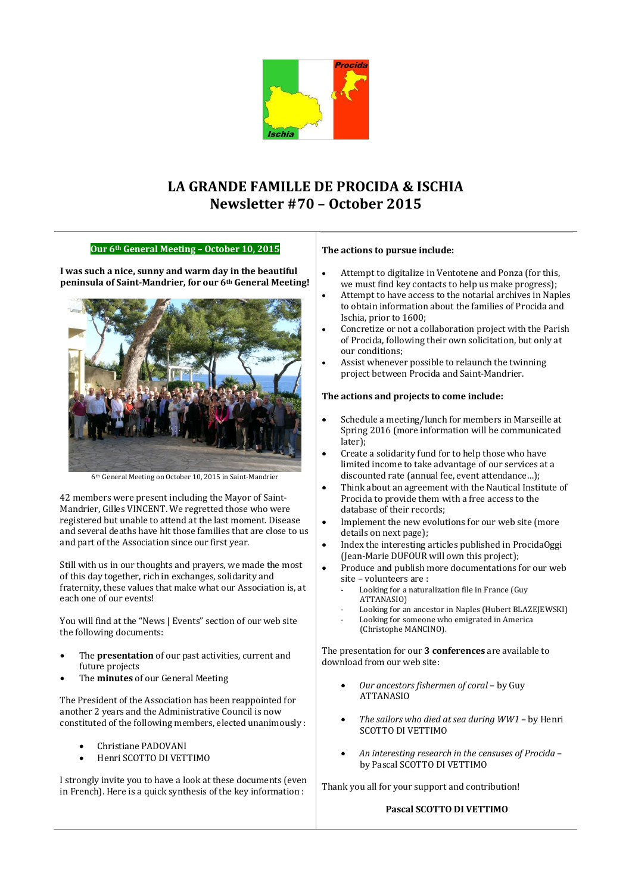# LA GRANDE FAMILLE DE PROCIDA & ISCHIA
# Newsletter #70 – October 2015

## Our 6th General Meeting – October 10, 2015

**I was such a nice, sunny and warm day in the beautiful peninsula of Saint-Mandrier, for our 6th General Meeting!**

6th General Meeting on October 10, 2015 in Saint-Mandrier

42 members were present including the Mayor of Saint-Mandrier, Gilles VINCENT. We regretted those who were registered but unable to attend at the last moment. Disease and several deaths have hit those families that are close to us and part of the Association since our first year.

Still with us in our thoughts and prayers, we made the most of this day together, rich in exchanges, solidarity and fraternity, these values that make what our Association is, at each one of our events!

You will find at the "News | Events" section of our web site the following documents:

- The **presentation** of our past activities, current and future projects
- The **minutes** of our General Meeting

The President of the Association has been reappointed for another 2 years and the Administrative Council is now constituted of the following members, elected unanimously :

- Christiane PADOVANI
- Henri SCOTTO DI VETTIMO

I strongly invite you to have a look at these documents (even in French). Here is a quick synthesis of the key information :

**The actions to pursue include:**

- Attempt to digitalize in Ventotene and Ponza (for this, we must find key contacts to help us make progress);
- Attempt to have access to the notarial archives in Naples to obtain information about the families of Procida and Ischia, prior to 1600;
- Concretize or not a collaboration project with the Parish of Procida, following their own solicitation, but only at our conditions;
- Assist whenever possible to relaunch the twinning project between Procida and Saint-Mandrier.

**The actions and projects to come include:**

- Schedule a meeting/lunch for members in Marseille at Spring 2016 (more information will be communicated later);
- Create a solidarity fund for to help those who have limited income to take advantage of our services at a discounted rate (annual fee, event attendance…);
- Think about an agreement with the Nautical Institute of Procida to provide them with a free access to the database of their records;
- Implement the new evolutions for our web site (more details on next page);
- Index the interesting articles published in ProcidaOggi (Jean-Marie DUFOUR will own this project);
- Produce and publish more documentations for our web site – volunteers are :
  - Looking for a naturalization file in France (Guy ATTANASIO)
  - Looking for an ancestor in Naples (Hubert BLAZEJEWSKI)
  - Looking for someone who emigrated in America (Christophe MANCINO).

The presentation for our **3 conferences** are available to download from our web site:

- *Our ancestors fishermen of coral* – by Guy ATTANASIO
- *The sailors who died at sea during WW1* – by Henri SCOTTO DI VETTIMO
- *An interesting research in the censuses of Procida* – by Pascal SCOTTO DI VETTIMO

Thank you all for your support and contribution!

**Pascal SCOTTO DI VETTIMO**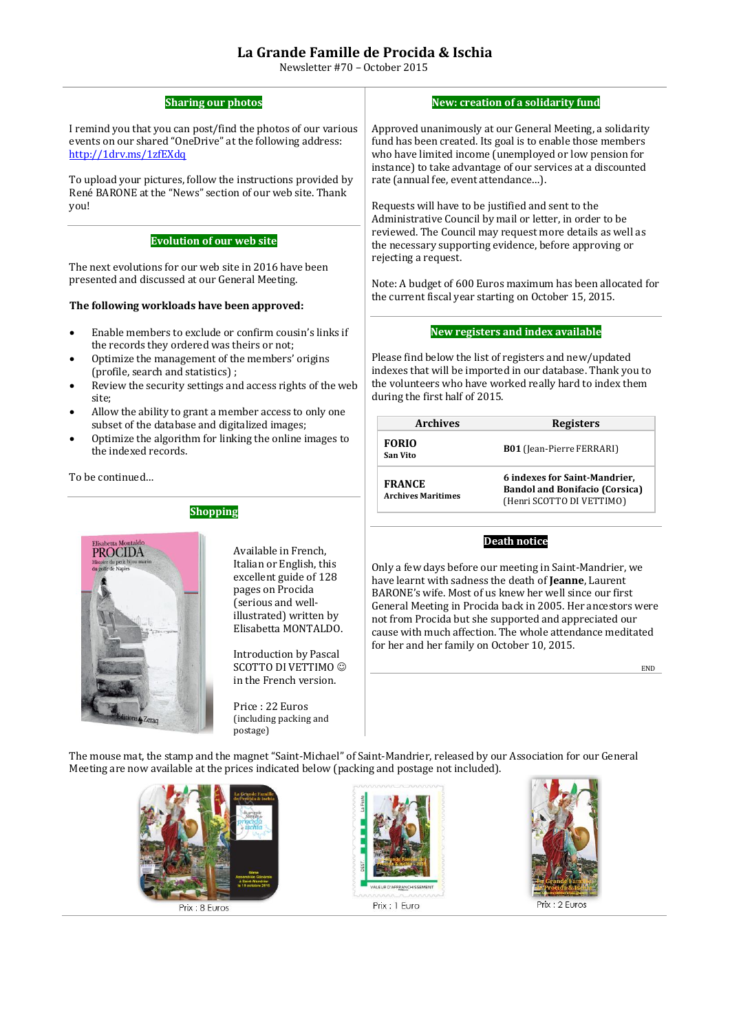# La Grande Famille de Procida & Ischia

Newsletter #70 – October 2015

## Sharing our photos

I remind you that you can post/find the photos of our various events on our shared "OneDrive" at the following address: http://1drv.ms/1zfEXdq

To upload your pictures, follow the instructions provided by René BARONE at the "News" section of our web site. Thank you!

## Evolution of our web site

The next evolutions for our web site in 2016 have been presented and discussed at our General Meeting.

**The following workloads have been approved:**

- Enable members to exclude or confirm cousin's links if the records they ordered was theirs or not;
- Optimize the management of the members' origins (profile, search and statistics) ;
- Review the security settings and access rights of the web site;
- Allow the ability to grant a member access to only one subset of the database and digitalized images;
- Optimize the algorithm for linking the online images to the indexed records.

To be continued…

## Shopping

Available in French, Italian or English, this excellent guide of 128 pages on Procida (serious and well-illustrated) written by Elisabetta MONTALDO.

Introduction by Pascal SCOTTO DI VETTIMO ☺ in the French version.

Price : 22 Euros (including packing and postage)

## New: creation of a solidarity fund

Approved unanimously at our General Meeting, a solidarity fund has been created. Its goal is to enable those members who have limited income (unemployed or low pension for instance) to take advantage of our services at a discounted rate (annual fee, event attendance…).

Requests will have to be justified and sent to the Administrative Council by mail or letter, in order to be reviewed. The Council may request more details as well as the necessary supporting evidence, before approving or rejecting a request.

Note: A budget of 600 Euros maximum has been allocated for the current fiscal year starting on October 15, 2015.

## New registers and index available

Please find below the list of registers and new/updated indexes that will be imported in our database. Thank you to the volunteers who have worked really hard to index them during the first half of 2015.

| Archives | Registers |
|---|---|
| **FORIO** San Vito | **B01** (Jean-Pierre FERRARI) |
| **FRANCE** Archives Maritimes | **6 indexes for Saint-Mandrier, Bandol and Bonifacio (Corsica)** (Henri SCOTTO DI VETTIMO) |

## Death notice

Only a few days before our meeting in Saint-Mandrier, we have learnt with sadness the death of **Jeanne**, Laurent BARONE's wife. Most of us knew her well since our first General Meeting in Procida back in 2005. Her ancestors were not from Procida but she supported and appreciated our cause with much affection. The whole attendance meditated for her and her family on October 10, 2015.

END

The mouse mat, the stamp and the magnet "Saint-Michael" of Saint-Mandrier, released by our Association for our General Meeting are now available at the prices indicated below (packing and postage not included).

Prix : 8 Euros

Prix : 1 Euro

Prix : 2 Euros